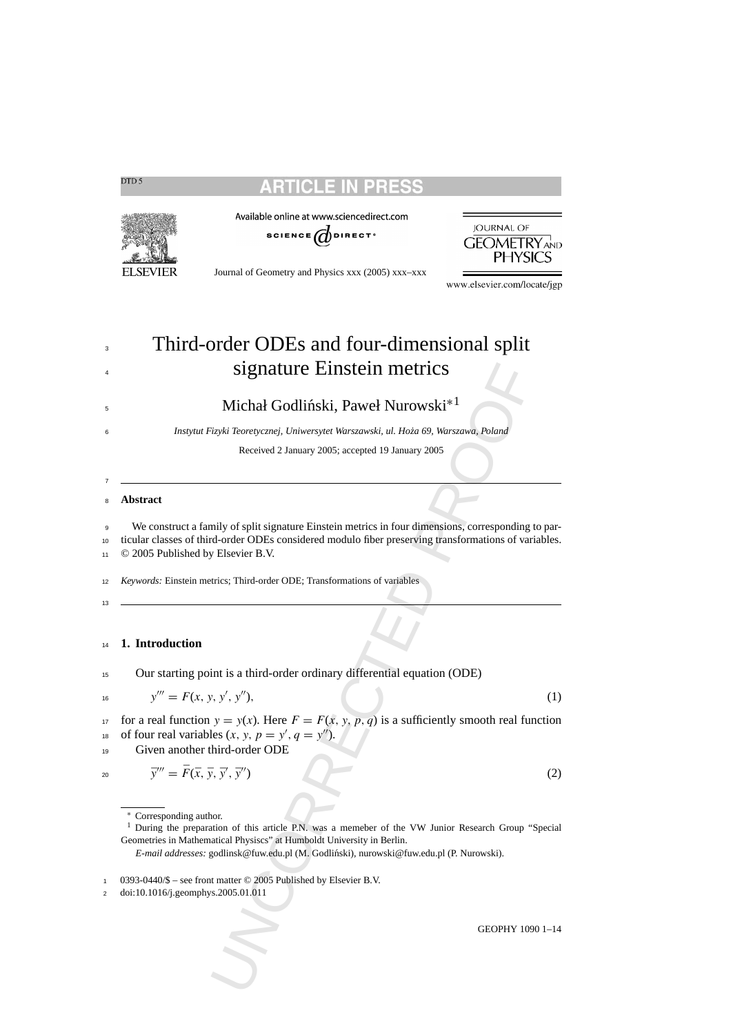# Third-order ODEs and four-dimensional split signature Einstein metrics

Michał Godliński, Paweł Nurowski*[1]

*Instytut Fizyki Teoretycznej, Uniwersytet Warszawski, ul. Hoża 69, Warszawa, Poland*

Received 2 January 2005; accepted 19 January 2005

---

**Abstract**

We construct a family of split signature Einstein metrics in four dimensions, corresponding to particular classes of third-order ODEs considered modulo fiber preserving transformations of variables.
© 2005 Published by Elsevier B.V.

*Keywords:* Einstein metrics; Third-order ODE; Transformations of variables

---

## 1. Introduction

Our starting point is a third-order ordinary differential equation (ODE)

$$y''' = F(x, y, y', y''), \tag{1}$$

for a real function $y = y(x)$. Here $F = F(x, y, p, q)$ is a sufficiently smooth real function of four real variables $(x, y, p = y', q = y'')$.

Given another third-order ODE

$$\bar{y}''' = \bar{F}(\bar{x}, \bar{y}, \bar{y}', \bar{y}'') \tag{2}$$

---

* Corresponding author.

[1] During the preparation of this article P.N. was a memeber of the VW Junior Research Group "Special Geometries in Mathematical Physiscs" at Humboldt University in Berlin.

*E-mail addresses:* godlinsk@fuw.edu.pl (M. Godliński), nurowski@fuw.edu.pl (P. Nurowski).

0393-0440/$ – see front matter © 2005 Published by Elsevier B.V.
doi:10.1016/j.geomphys.2005.01.011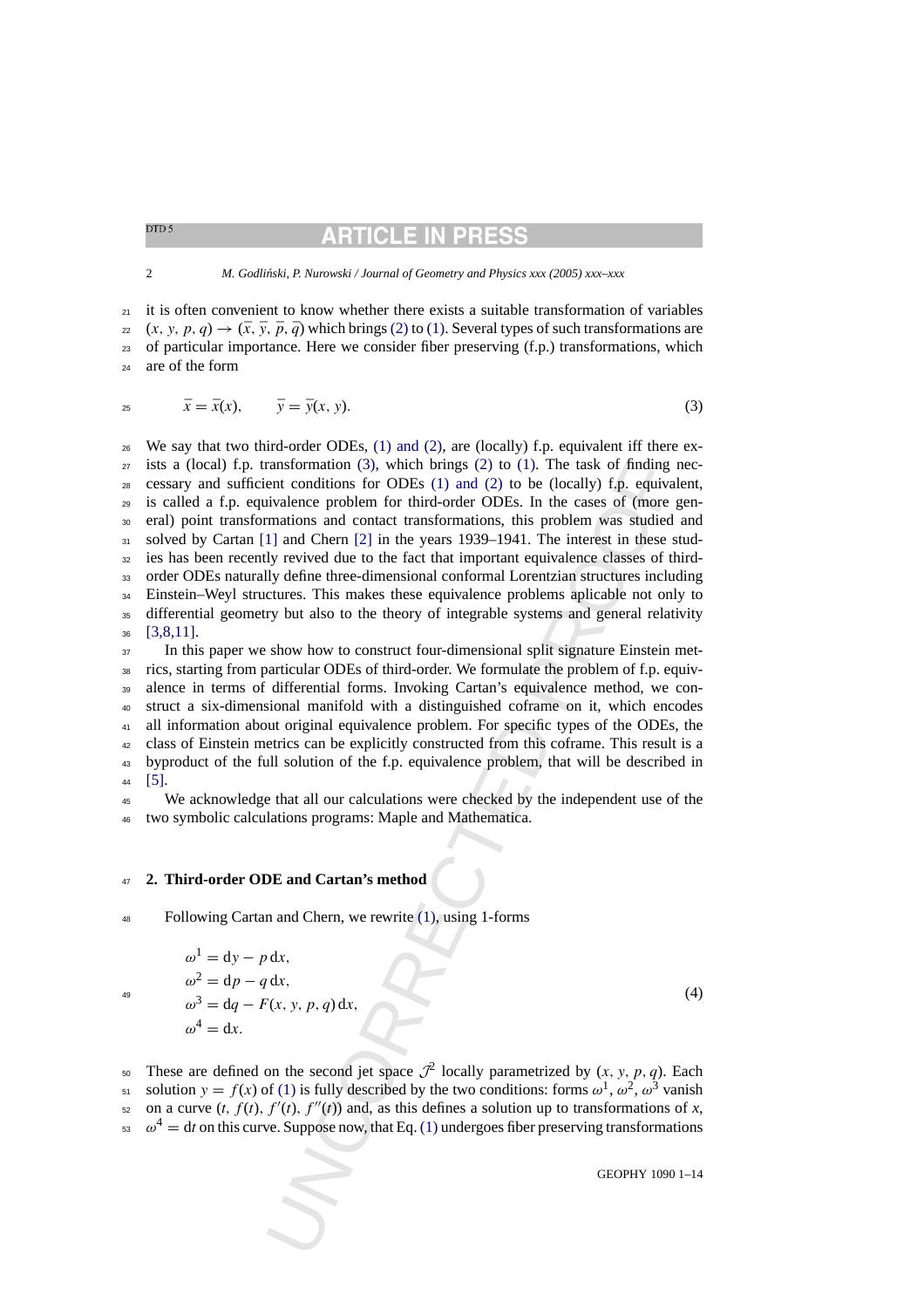it is often convenient to know whether there exists a suitable transformation of variables $(x, y, p, q) \to (\bar{x}, \bar{y}, \bar{p}, \bar{q})$ which brings (2) to (1). Several types of such transformations are of particular importance. Here we consider fiber preserving (f.p.) transformations, which are of the form

$$\bar{x} = \bar{x}(x), \qquad \bar{y} = \bar{y}(x, y). \tag{3}$$

We say that two third-order ODEs, (1) and (2), are (locally) f.p. equivalent iff there exists a (local) f.p. transformation (3), which brings (2) to (1). The task of finding necessary and sufficient conditions for ODEs (1) and (2) to be (locally) f.p. equivalent, is called a f.p. equivalence problem for third-order ODEs. In the cases of (more general) point transformations and contact transformations, this problem was studied and solved by Cartan [1] and Chern [2] in the years 1939–1941. The interest in these studies has been recently revived due to the fact that important equivalence classes of third-order ODEs naturally define three-dimensional conformal Lorentzian structures including Einstein–Weyl structures. This makes these equivalence problems aplicable not only to differential geometry but also to the theory of integrable systems and general relativity [3,8,11].

In this paper we show how to construct four-dimensional split signature Einstein metrics, starting from particular ODEs of third-order. We formulate the problem of f.p. equivalence in terms of differential forms. Invoking Cartan's equivalence method, we construct a six-dimensional manifold with a distinguished coframe on it, which encodes all information about original equivalence problem. For specific types of the ODEs, the class of Einstein metrics can be explicitly constructed from this coframe. This result is a byproduct of the full solution of the f.p. equivalence problem, that will be described in [5].

We acknowledge that all our calculations were checked by the independent use of the two symbolic calculations programs: Maple and Mathematica.

## 2. Third-order ODE and Cartan's method

Following Cartan and Chern, we rewrite (1), using 1-forms

$$\begin{aligned}
\omega^1 &= \mathrm{d}y - p\,\mathrm{d}x,\\
\omega^2 &= \mathrm{d}p - q\,\mathrm{d}x,\\
\omega^3 &= \mathrm{d}q - F(x, y, p, q)\,\mathrm{d}x,\\
\omega^4 &= \mathrm{d}x.
\end{aligned} \tag{4}$$

These are defined on the second jet space $\mathcal{J}^2$ locally parametrized by $(x, y, p, q)$. Each solution $y = f(x)$ of (1) is fully described by the two conditions: forms $\omega^1, \omega^2, \omega^3$ vanish on a curve $(t, f(t), f'(t), f''(t))$ and, as this defines a solution up to transformations of $x$, $\omega^4 = \mathrm{d}t$ on this curve. Suppose now, that Eq. (1) undergoes fiber preserving transformations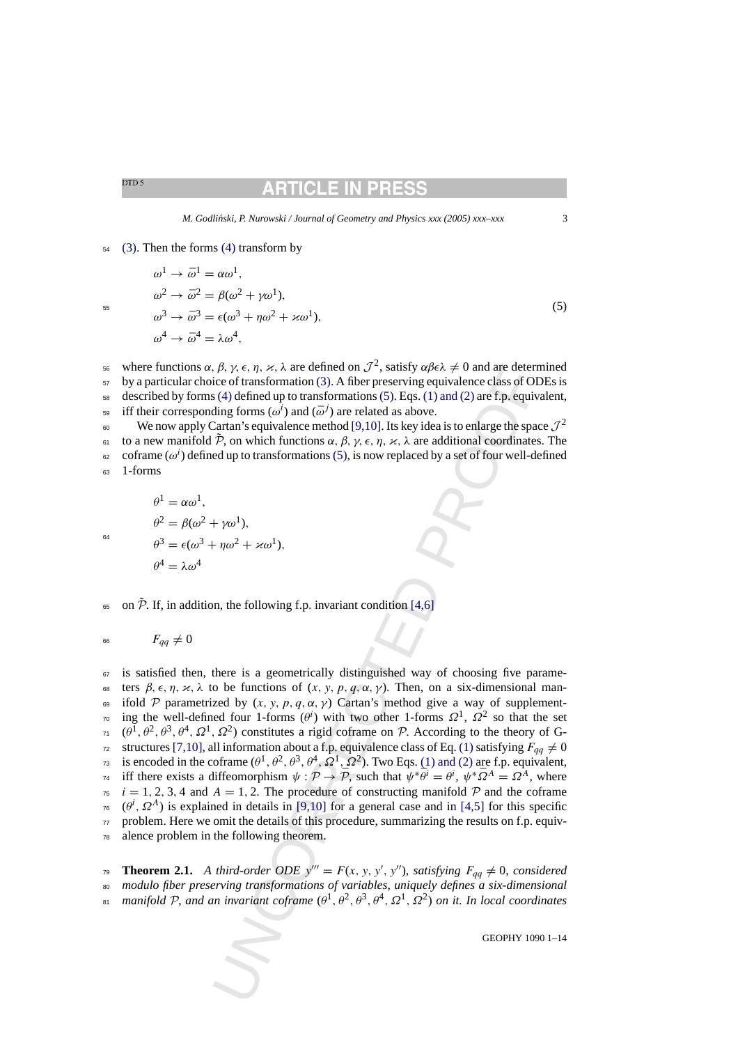(3). Then the forms (4) transform by

$$
\begin{aligned}
\omega^1 &\to \bar{\omega}^1 = \alpha\omega^1,\\
\omega^2 &\to \bar{\omega}^2 = \beta(\omega^2 + \gamma\omega^1),\\
\omega^3 &\to \bar{\omega}^3 = \epsilon(\omega^3 + \eta\omega^2 + \varkappa\omega^1),\\
\omega^4 &\to \bar{\omega}^4 = \lambda\omega^4,
\end{aligned}
\tag{5}
$$

where functions $\alpha, \beta, \gamma, \epsilon, \eta, \varkappa, \lambda$ are defined on $\mathcal{J}^2$, satisfy $\alpha\beta\epsilon\lambda \neq 0$ and are determined by a particular choice of transformation (3). A fiber preserving equivalence class of ODEs is described by forms (4) defined up to transformations (5). Eqs. (1) and (2) are f.p. equivalent, iff their corresponding forms $(\omega^i)$ and $(\bar{\omega}^j)$ are related as above.

We now apply Cartan's equivalence method [9,10]. Its key idea is to enlarge the space $\mathcal{J}^2$ to a new manifold $\tilde{\mathcal{P}}$, on which functions $\alpha, \beta, \gamma, \epsilon, \eta, \varkappa, \lambda$ are additional coordinates. The coframe $(\omega^i)$ defined up to transformations (5), is now replaced by a set of four well-defined 1-forms

$$
\begin{aligned}
\theta^1 &= \alpha\omega^1,\\
\theta^2 &= \beta(\omega^2 + \gamma\omega^1),\\
\theta^3 &= \epsilon(\omega^3 + \eta\omega^2 + \varkappa\omega^1),\\
\theta^4 &= \lambda\omega^4
\end{aligned}
$$

on $\tilde{\mathcal{P}}$. If, in addition, the following f.p. invariant condition [4,6]

$$F_{qq} \neq 0$$

is satisfied then, there is a geometrically distinguished way of choosing five parameters $\beta, \epsilon, \eta, \varkappa, \lambda$ to be functions of $(x, y, p, q, \alpha, \gamma)$. Then, on a six-dimensional manifold $\mathcal{P}$ parametrized by $(x, y, p, q, \alpha, \gamma)$ Cartan's method give a way of supplementing the well-defined four 1-forms $(\theta^i)$ with two other 1-forms $\Omega^1$, $\Omega^2$ so that the set $(\theta^1, \theta^2, \theta^3, \theta^4, \Omega^1, \Omega^2)$ constitutes a rigid coframe on $\mathcal{P}$. According to the theory of G-structures [7,10], all information about a f.p. equivalence class of Eq. (1) satisfying $F_{qq} \neq 0$ is encoded in the coframe $(\theta^1, \theta^2, \theta^3, \theta^4, \Omega^1, \Omega^2)$. Two Eqs. (1) and (2) are f.p. equivalent, iff there exists a diffeomorphism $\psi : \mathcal{P} \to \bar{\mathcal{P}}$, such that $\psi^*\bar{\theta}^i = \theta^i$, $\psi^*\bar{\Omega}^A = \Omega^A$, where $i = 1, 2, 3, 4$ and $A = 1, 2$. The procedure of constructing manifold $\mathcal{P}$ and the coframe $(\theta^i, \Omega^A)$ is explained in details in [9,10] for a general case and in [4,5] for this specific problem. Here we omit the details of this procedure, summarizing the results on f.p. equivalence problem in the following theorem.

**Theorem 2.1.** *A third-order ODE $y''' = F(x, y, y', y'')$, satisfying $F_{qq} \neq 0$, considered modulo fiber preserving transformations of variables, uniquely defines a six-dimensional manifold $\mathcal{P}$, and an invariant coframe $(\theta^1, \theta^2, \theta^3, \theta^4, \Omega^1, \Omega^2)$ on it. In local coordinates*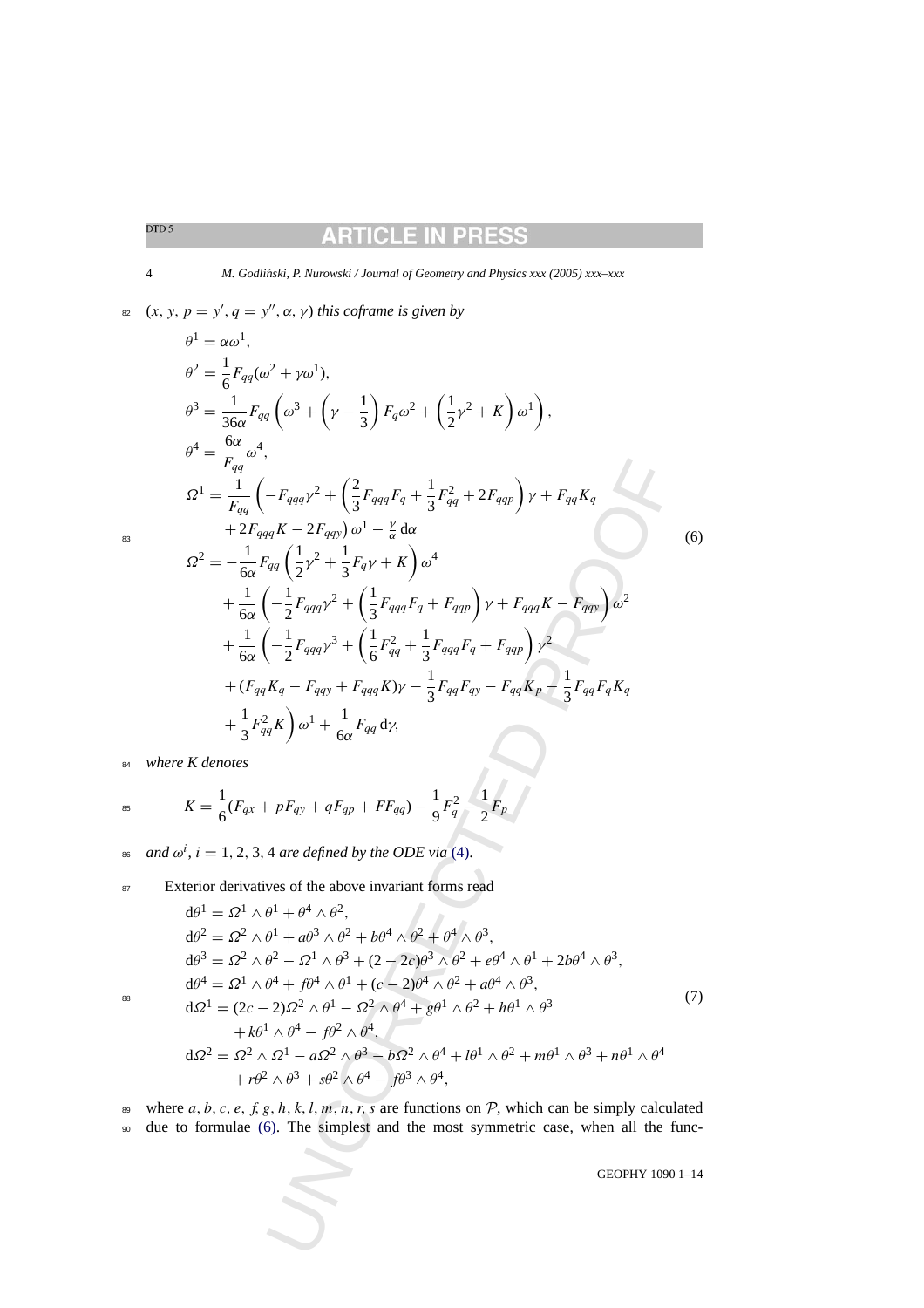$(x, y, p = y', q = y'', \alpha, \gamma)$ *this coframe is given by*

$$
\begin{aligned}
\theta^1 &= \alpha\omega^1,\\
\theta^2 &= \frac{1}{6}F_{qq}(\omega^2 + \gamma\omega^1),\\
\theta^3 &= \frac{1}{36\alpha}F_{qq}\left(\omega^3 + \left(\gamma - \frac{1}{3}\right)F_q\omega^2 + \left(\frac{1}{2}\gamma^2 + K\right)\omega^1\right),\\
\theta^4 &= \frac{6\alpha}{F_{qq}}\omega^4,\\
\Omega^1 &= \frac{1}{F_{qq}}\left(-F_{qqq}\gamma^2 + \left(\frac{2}{3}F_{qqq}F_q + \frac{1}{3}F_{qq}^2 + 2F_{qqp}\right)\gamma + F_{qq}K_q\right.\\
&\quad \left. + 2F_{qqq}K - 2F_{qqy}\right)\omega^1 - \tfrac{\gamma}{\alpha}\,\mathrm{d}\alpha\\
\Omega^2 &= -\frac{1}{6\alpha}F_{qq}\left(\frac{1}{2}\gamma^2 + \frac{1}{3}F_q\gamma + K\right)\omega^4\\
&\quad + \frac{1}{6\alpha}\left(-\frac{1}{2}F_{qqq}\gamma^2 + \left(\frac{1}{3}F_{qqq}F_q + F_{qqp}\right)\gamma + F_{qqq}K - F_{qqy}\right)\omega^2\\
&\quad + \frac{1}{6\alpha}\left(-\frac{1}{2}F_{qqq}\gamma^3 + \left(\frac{1}{6}F_{qq}^2 + \frac{1}{3}F_{qqq}F_q + F_{qqp}\right)\gamma^2\right.\\
&\quad + (F_{qq}K_q - F_{qqy} + F_{qqq}K)\gamma - \frac{1}{3}F_{qq}F_{qy} - F_{qq}K_p - \frac{1}{3}F_{qq}F_qK_q\\
&\quad \left. + \frac{1}{3}F_{qq}^2K\right)\omega^1 + \frac{1}{6\alpha}F_{qq}\,\mathrm{d}\gamma,
\end{aligned}
\tag{6}
$$

*where K denotes*

$$
K = \frac{1}{6}(F_{qx} + pF_{qy} + qF_{qp} + FF_{qq}) - \frac{1}{9}F_q^2 - \frac{1}{2}F_p
$$

*and* $\omega^i$, $i = 1, 2, 3, 4$ *are defined by the ODE via* (4).

Exterior derivatives of the above invariant forms read

$$
\begin{aligned}
\mathrm{d}\theta^1 &= \Omega^1 \wedge \theta^1 + \theta^4 \wedge \theta^2,\\
\mathrm{d}\theta^2 &= \Omega^2 \wedge \theta^1 + a\theta^3 \wedge \theta^2 + b\theta^4 \wedge \theta^2 + \theta^4 \wedge \theta^3,\\
\mathrm{d}\theta^3 &= \Omega^2 \wedge \theta^2 - \Omega^1 \wedge \theta^3 + (2 - 2c)\theta^3 \wedge \theta^2 + e\theta^4 \wedge \theta^1 + 2b\theta^4 \wedge \theta^3,\\
\mathrm{d}\theta^4 &= \Omega^1 \wedge \theta^4 + f\theta^4 \wedge \theta^1 + (c - 2)\theta^4 \wedge \theta^2 + a\theta^4 \wedge \theta^3,\\
\mathrm{d}\Omega^1 &= (2c - 2)\Omega^2 \wedge \theta^1 - \Omega^2 \wedge \theta^4 + g\theta^1 \wedge \theta^2 + h\theta^1 \wedge \theta^3\\
&\quad + k\theta^1 \wedge \theta^4 - f\theta^2 \wedge \theta^4,\\
\mathrm{d}\Omega^2 &= \Omega^2 \wedge \Omega^1 - a\Omega^2 \wedge \theta^3 - b\Omega^2 \wedge \theta^4 + l\theta^1 \wedge \theta^2 + m\theta^1 \wedge \theta^3 + n\theta^1 \wedge \theta^4\\
&\quad + r\theta^2 \wedge \theta^3 + s\theta^2 \wedge \theta^4 - f\theta^3 \wedge \theta^4,
\end{aligned}
\tag{7}
$$

where $a, b, c, e, f, g, h, k, l, m, n, r, s$ are functions on $\mathcal{P}$, which can be simply calculated due to formulae (6). The simplest and the most symmetric case, when all the func-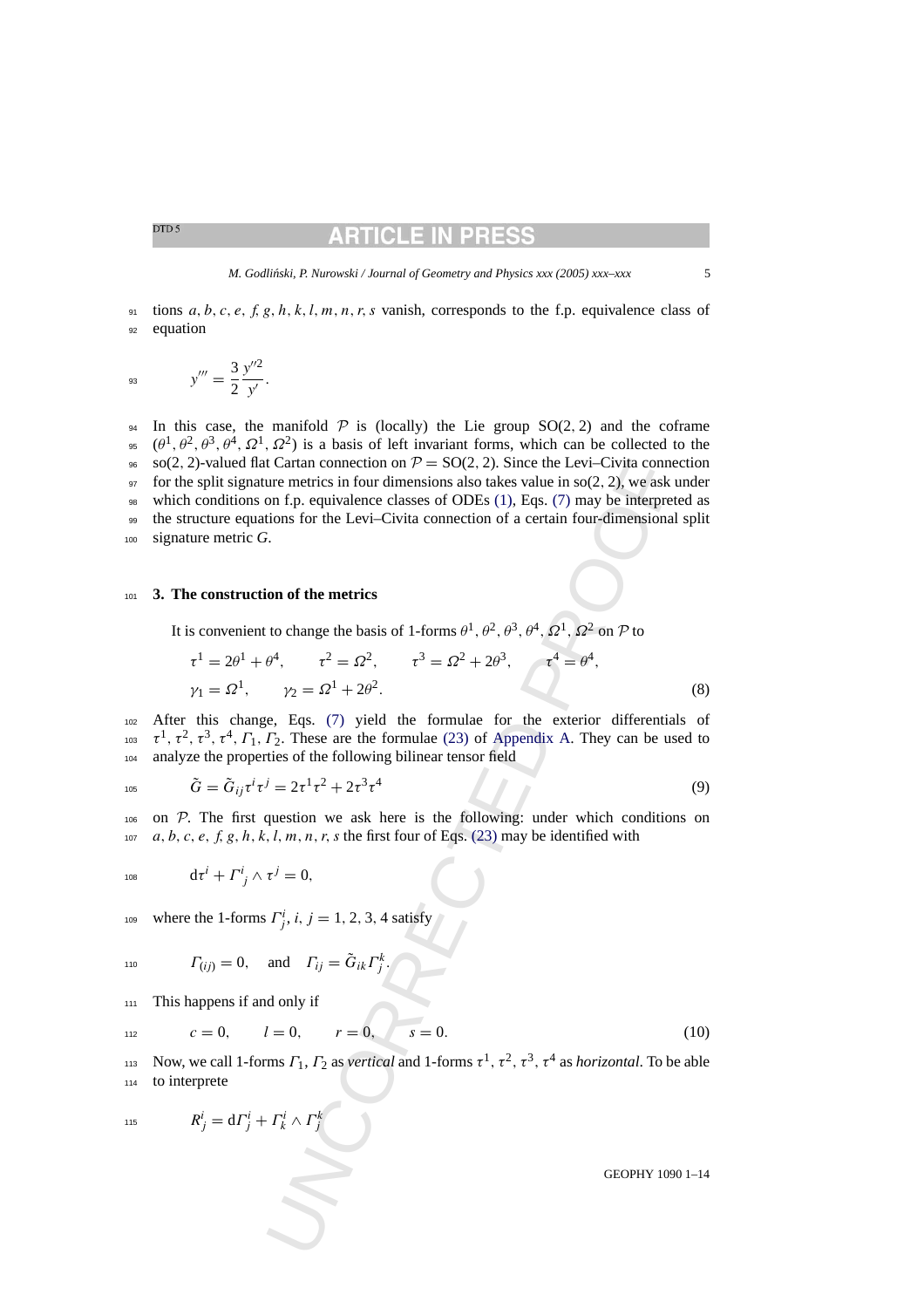tions $a, b, c, e, f, g, h, k, l, m, n, r, s$ vanish, corresponds to the f.p. equivalence class of equation

$$y''' = \frac{3}{2}\frac{y''^2}{y'}.$$

In this case, the manifold $\mathcal{P}$ is (locally) the Lie group SO(2, 2) and the coframe $(\theta^1, \theta^2, \theta^3, \theta^4, \Omega^1, \Omega^2)$ is a basis of left invariant forms, which can be collected to the so(2, 2)-valued flat Cartan connection on $\mathcal{P} = \mathrm{SO}(2, 2)$. Since the Levi–Civita connection for the split signature metrics in four dimensions also takes value in so(2, 2), we ask under which conditions on f.p. equivalence classes of ODEs (1), Eqs. (7) may be interpreted as the structure equations for the Levi–Civita connection of a certain four-dimensional split signature metric $G$.

## 3. The construction of the metrics

It is convenient to change the basis of 1-forms $\theta^1, \theta^2, \theta^3, \theta^4, \Omega^1, \Omega^2$ on $\mathcal{P}$ to

$$\tau^1 = 2\theta^1 + \theta^4, \qquad \tau^2 = \Omega^2, \qquad \tau^3 = \Omega^2 + 2\theta^3, \qquad \tau^4 = \theta^4,$$
$$\gamma_1 = \Omega^1, \qquad \gamma_2 = \Omega^1 + 2\theta^2. \tag{8}$$

After this change, Eqs. (7) yield the formulae for the exterior differentials of $\tau^1, \tau^2, \tau^3, \tau^4, \Gamma_1, \Gamma_2$. These are the formulae (23) of Appendix A. They can be used to analyze the properties of the following bilinear tensor field

$$\tilde{G} = \tilde{G}_{ij}\tau^i\tau^j = 2\tau^1\tau^2 + 2\tau^3\tau^4 \tag{9}$$

on $\mathcal{P}$. The first question we ask here is the following: under which conditions on $a, b, c, e, f, g, h, k, l, m, n, r, s$ the first four of Eqs. (23) may be identified with

$$\mathrm{d}\tau^i + \Gamma^i{}_j \wedge \tau^j = 0,$$

where the 1-forms $\Gamma^i_j$, $i, j = 1, 2, 3, 4$ satisfy

$$\Gamma_{(ij)} = 0, \quad \text{and} \quad \Gamma_{ij} = \tilde{G}_{ik}\Gamma^k_j.$$

This happens if and only if

$$c = 0, \qquad l = 0, \qquad r = 0, \qquad s = 0. \tag{10}$$

Now, we call 1-forms $\Gamma_1, \Gamma_2$ as *vertical* and 1-forms $\tau^1, \tau^2, \tau^3, \tau^4$ as *horizontal*. To be able to interprete

$$R^i_j = \mathrm{d}\Gamma^i_j + \Gamma^i_k \wedge \Gamma^k_j$$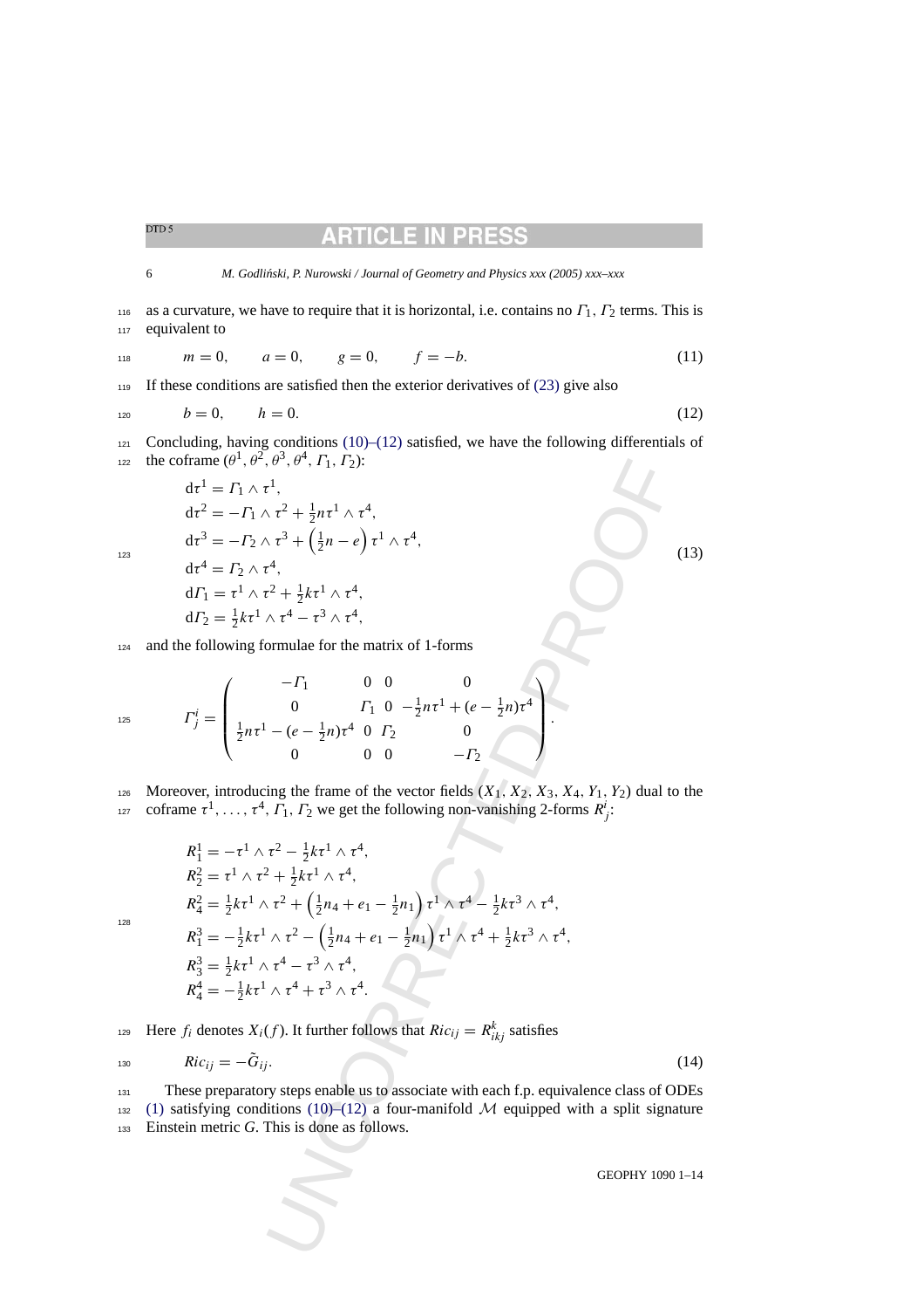as a curvature, we have to require that it is horizontal, i.e. contains no $\Gamma_1$, $\Gamma_2$ terms. This is equivalent to

$$m = 0, \qquad a = 0, \qquad g = 0, \qquad f = -b. \tag{11}$$

If these conditions are satisfied then the exterior derivatives of (23) give also

$$b = 0, \qquad h = 0. \tag{12}$$

Concluding, having conditions (10)–(12) satisfied, we have the following differentials of the coframe $(\theta^1, \theta^2, \theta^3, \theta^4, \Gamma_1, \Gamma_2)$:

$$\begin{aligned}
&\mathrm{d}\tau^1 = \Gamma_1 \wedge \tau^1, \\
&\mathrm{d}\tau^2 = -\Gamma_1 \wedge \tau^2 + \tfrac{1}{2} n \tau^1 \wedge \tau^4, \\
&\mathrm{d}\tau^3 = -\Gamma_2 \wedge \tau^3 + \left(\tfrac{1}{2} n - e\right) \tau^1 \wedge \tau^4, \\
&\mathrm{d}\tau^4 = \Gamma_2 \wedge \tau^4, \\
&\mathrm{d}\Gamma_1 = \tau^1 \wedge \tau^2 + \tfrac{1}{2} k \tau^1 \wedge \tau^4, \\
&\mathrm{d}\Gamma_2 = \tfrac{1}{2} k \tau^1 \wedge \tau^4 - \tau^3 \wedge \tau^4,
\end{aligned} \tag{13}$$

and the following formulae for the matrix of 1-forms

$$\Gamma^i_j = \begin{pmatrix}
-\Gamma_1 & 0 & 0 & 0 \\
0 & \Gamma_1 & 0 & -\tfrac{1}{2} n \tau^1 + (e - \tfrac{1}{2} n) \tau^4 \\
\tfrac{1}{2} n \tau^1 - (e - \tfrac{1}{2} n) \tau^4 & 0 & \Gamma_2 & 0 \\
0 & 0 & 0 & -\Gamma_2
\end{pmatrix}.$$

Moreover, introducing the frame of the vector fields $(X_1, X_2, X_3, X_4, Y_1, Y_2)$ dual to the coframe $\tau^1, \ldots, \tau^4, \Gamma_1, \Gamma_2$ we get the following non-vanishing 2-forms $R^i_j$:

$$\begin{aligned}
&R^1_1 = -\tau^1 \wedge \tau^2 - \tfrac{1}{2} k \tau^1 \wedge \tau^4, \\
&R^2_2 = \tau^1 \wedge \tau^2 + \tfrac{1}{2} k \tau^1 \wedge \tau^4, \\
&R^2_4 = \tfrac{1}{2} k \tau^1 \wedge \tau^2 + \left(\tfrac{1}{2} n_4 + e_1 - \tfrac{1}{2} n_1\right) \tau^1 \wedge \tau^4 - \tfrac{1}{2} k \tau^3 \wedge \tau^4, \\
&R^3_1 = -\tfrac{1}{2} k \tau^1 \wedge \tau^2 - \left(\tfrac{1}{2} n_4 + e_1 - \tfrac{1}{2} n_1\right) \tau^1 \wedge \tau^4 + \tfrac{1}{2} k \tau^3 \wedge \tau^4, \\
&R^3_3 = \tfrac{1}{2} k \tau^1 \wedge \tau^4 - \tau^3 \wedge \tau^4, \\
&R^4_4 = -\tfrac{1}{2} k \tau^1 \wedge \tau^4 + \tau^3 \wedge \tau^4.
\end{aligned}$$

Here $f_i$ denotes $X_i(f)$. It further follows that $Ric_{ij} = R^k_{ikj}$ satisfies

$$Ric_{ij} = -\tilde{G}_{ij}. \tag{14}$$

These preparatory steps enable us to associate with each f.p. equivalence class of ODEs (1) satisfying conditions (10)–(12) a four-manifold $\mathcal{M}$ equipped with a split signature Einstein metric $G$. This is done as follows.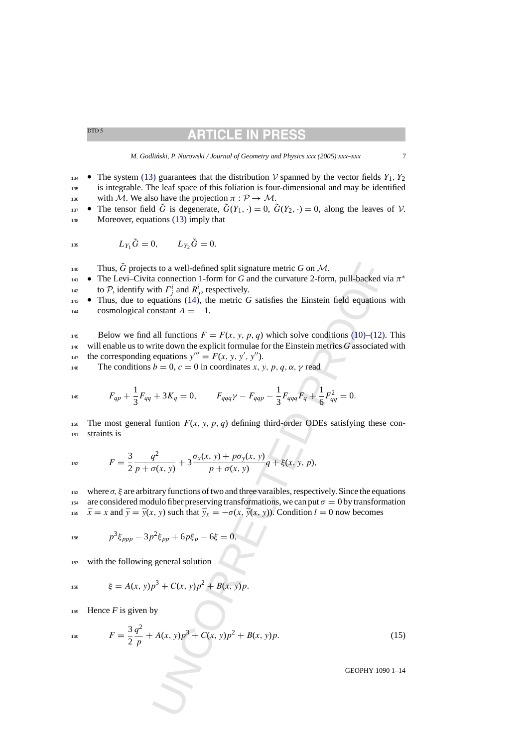- The system (13) guarantees that the distribution $\mathcal{V}$ spanned by the vector fields $Y_1, Y_2$ is integrable. The leaf space of this foliation is four-dimensional and may be identified with $\mathcal{M}$. We also have the projection $\pi : \mathcal{P} \to \mathcal{M}$.
- The tensor field $\tilde{G}$ is degenerate, $\tilde{G}(Y_1, \cdot) = 0$, $\tilde{G}(Y_2, \cdot) = 0$, along the leaves of $\mathcal{V}$. Moreover, equations (13) imply that

$$L_{Y_1}\tilde{G} = 0, \qquad L_{Y_2}\tilde{G} = 0.$$

Thus, $\tilde{G}$ projects to a well-defined split signature metric $G$ on $\mathcal{M}$.
- The Levi–Civita connection 1-form for $G$ and the curvature 2-form, pull-backed via $\pi^*$ to $\mathcal{P}$, identify with $\Gamma^i_j$ and $R^i_j$, respectively.
- Thus, due to equations (14), the metric $G$ satisfies the Einstein field equations with cosmological constant $\Lambda = -1$.

Below we find all functions $F = F(x, y, p, q)$ which solve conditions (10)–(12). This will enable us to write down the explicit formulae for the Einstein metrics $G$ associated with the corresponding equations $y''' = F(x, y, y', y'')$.

The conditions $b = 0$, $c = 0$ in coordinates $x, y, p, q, \alpha, \gamma$ read

$$F_{qp} + \frac{1}{3}F_{qq} + 3K_q = 0, \qquad F_{qqq}\gamma - F_{qqp} - \frac{1}{3}F_{qqq}F_q + \frac{1}{6}F_{qq}^2 = 0.$$

The most general funtion $F(x, y, p, q)$ defining third-order ODEs satisfying these constraints is

$$F = \frac{3}{2}\frac{q^2}{p + \sigma(x, y)} + 3\frac{\sigma_x(x, y) + p\sigma_y(x, y)}{p + \sigma(x, y)}q + \xi(x, y, p),$$

where $\sigma$, $\xi$ are arbitrary functions of two and three varaibles, respectively. Since the equations are considered modulo fiber preserving transformations, we can put $\sigma = 0$ by transformation $\bar{x} = x$ and $\bar{y} = \bar{y}(x, y)$ such that $\bar{y}_x = -\sigma(x, \bar{y}(x, y))$. Condition $l = 0$ now becomes

$$p^3\xi_{ppp} - 3p^2\xi_{pp} + 6p\xi_p - 6\xi = 0,$$

with the following general solution

$$\xi = A(x, y)p^3 + C(x, y)p^2 + B(x, y)p.$$

Hence $F$ is given by

$$F = \frac{3}{2}\frac{q^2}{p} + A(x, y)p^3 + C(x, y)p^2 + B(x, y)p. \tag{15}$$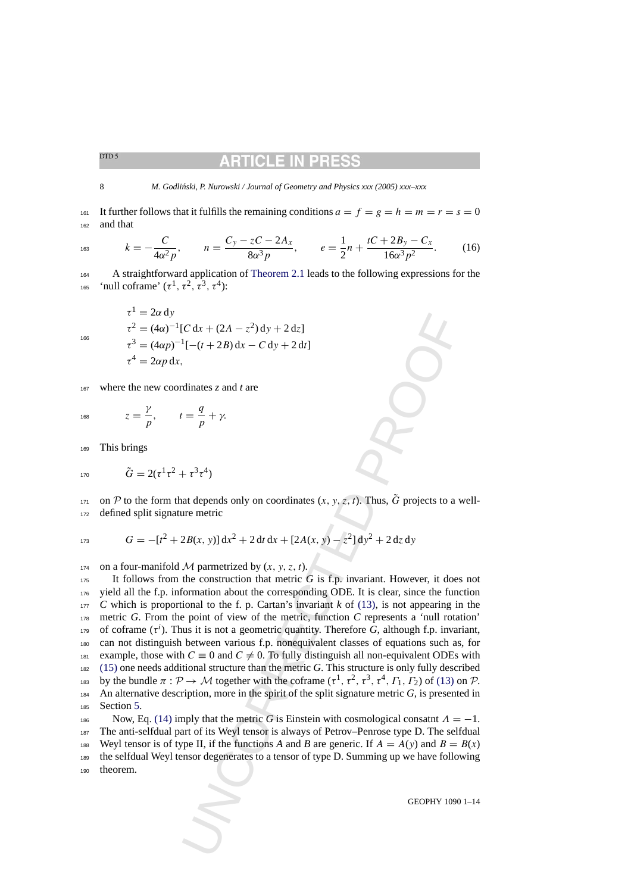It further follows that it fulfills the remaining conditions $a = f = g = h = m = r = s = 0$ and that

$$k = -\frac{C}{4\alpha^2 p}, \qquad n = \frac{C_y - zC - 2A_x}{8\alpha^3 p}, \qquad e = \frac{1}{2}n + \frac{tC + 2B_y - C_x}{16\alpha^3 p^2}. \tag{16}$$

A straightforward application of Theorem 2.1 leads to the following expressions for the 'null coframe' $(\tau^1, \tau^2, \tau^3, \tau^4)$:

$$\begin{aligned}
\tau^1 &= 2\alpha\, \mathrm{d}y \\
\tau^2 &= (4\alpha)^{-1}[C\,\mathrm{d}x + (2A - z^2)\,\mathrm{d}y + 2\,\mathrm{d}z] \\
\tau^3 &= (4\alpha p)^{-1}[-(t + 2B)\,\mathrm{d}x - C\,\mathrm{d}y + 2\,\mathrm{d}t] \\
\tau^4 &= 2\alpha p\,\mathrm{d}x,
\end{aligned}$$

where the new coordinates $z$ and $t$ are

$$z = \frac{\gamma}{p}, \qquad t = \frac{q}{p} + \gamma.$$

This brings

$$\tilde{G} = 2(\tau^1\tau^2 + \tau^3\tau^4)$$

on $\mathcal{P}$ to the form that depends only on coordinates $(x, y, z, t)$. Thus, $\tilde{G}$ projects to a well-defined split signature metric

$$G = -[t^2 + 2B(x, y)]\,\mathrm{d}x^2 + 2\,\mathrm{d}t\,\mathrm{d}x + [2A(x, y) - z^2]\,\mathrm{d}y^2 + 2\,\mathrm{d}z\,\mathrm{d}y$$

on a four-manifold $\mathcal{M}$ parametrized by $(x, y, z, t)$.

It follows from the construction that metric $G$ is f.p. invariant. However, it does not yield all the f.p. information about the corresponding ODE. It is clear, since the function $C$ which is proportional to the f. p. Cartan's invariant $k$ of (13), is not appearing in the metric $G$. From the point of view of the metric, function $C$ represents a 'null rotation' of coframe $(\tau^i)$. Thus it is not a geometric quantity. Therefore $G$, although f.p. invariant, can not distinguish between various f.p. nonequivalent classes of equations such as, for example, those with $C \equiv 0$ and $C \not\equiv 0$. To fully distinguish all non-equivalent ODEs with (15) one needs additional structure than the metric $G$. This structure is only fully described by the bundle $\pi : \mathcal{P} \to \mathcal{M}$ together with the coframe $(\tau^1, \tau^2, \tau^3, \tau^4, \Gamma_1, \Gamma_2)$ of (13) on $\mathcal{P}$. An alternative description, more in the spirit of the split signature metric $G$, is presented in Section 5.

Now, Eq. (14) imply that the metric $G$ is Einstein with cosmological consatnt $\Lambda = -1$. The anti-selfdual part of its Weyl tensor is always of Petrov–Penrose type D. The selfdual Weyl tensor is of type II, if the functions $A$ and $B$ are generic. If $A = A(y)$ and $B = B(x)$ the selfdual Weyl tensor degenerates to a tensor of type D. Summing up we have following theorem.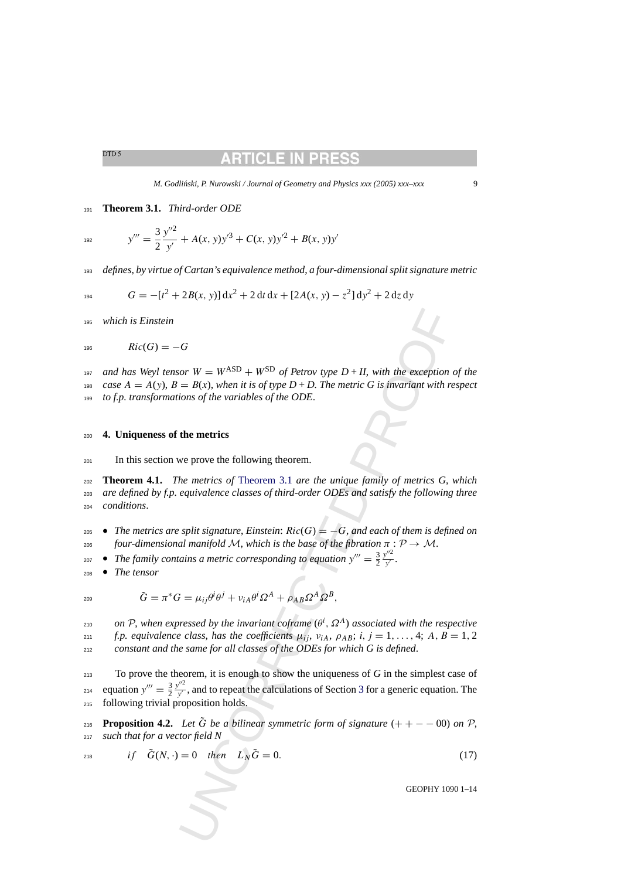**Theorem 3.1.** *Third-order ODE*

$$y''' = \frac{3}{2}\frac{y''^2}{y'} + A(x, y)y'^3 + C(x, y)y'^2 + B(x, y)y'$$

*defines, by virtue of Cartan's equivalence method, a four-dimensional split signature metric*

$$G = -[t^2 + 2B(x, y)]\,\mathrm{d}x^2 + 2\,\mathrm{d}t\,\mathrm{d}x + [2A(x, y) - z^2]\,\mathrm{d}y^2 + 2\,\mathrm{d}z\,\mathrm{d}y$$

*which is Einstein*

$$Ric(G) = -G$$

*and has Weyl tensor* $W = W^{\mathrm{ASD}} + W^{\mathrm{SD}}$ *of Petrov type D* + *II, with the exception of the case* $A = A(y)$, $B = B(x)$, *when it is of type D* + *D. The metric G is invariant with respect to f.p. transformations of the variables of the ODE.*

## 4. Uniqueness of the metrics

In this section we prove the following theorem.

**Theorem 4.1.** *The metrics of* Theorem 3.1 *are the unique family of metrics G, which are defined by f.p. equivalence classes of third-order ODEs and satisfy the following three conditions.*

- *The metrics are split signature, Einstein:* $Ric(G) = -G$, *and each of them is defined on four-dimensional manifold* $\mathcal{M}$, *which is the base of the fibration* $\pi : \mathcal{P} \to \mathcal{M}$.
- *The family contains a metric corresponding to equation* $y''' = \frac{3}{2}\frac{y''^2}{y'}$.
- *The tensor*

$$\tilde{G} = \pi^* G = \mu_{ij}\theta^i\theta^j + \nu_{iA}\theta^i\Omega^A + \rho_{AB}\Omega^A\Omega^B,$$

*on* $\mathcal{P}$, *when expressed by the invariant coframe* $(\theta^i, \Omega^A)$ *associated with the respective f.p. equivalence class, has the coefficients* $\mu_{ij}$, $\nu_{iA}$, $\rho_{AB}$; $i, j = 1, \ldots, 4$; $A, B = 1, 2$ *constant and the same for all classes of the ODEs for which G is defined.*

To prove the theorem, it is enough to show the uniqueness of $G$ in the simplest case of equation $y''' = \frac{3}{2}\frac{y''^2}{y'}$, and to repeat the calculations of Section 3 for a generic equation. The following trivial proposition holds.

**Proposition 4.2.** *Let* $\tilde{G}$ *be a bilinear symmetric form of signature* $(+ + - - 0 0)$ *on* $\mathcal{P}$, *such that for a vector field N*

$$if \quad \tilde{G}(N, \cdot) = 0 \quad then \quad L_N\tilde{G} = 0. \tag{17}$$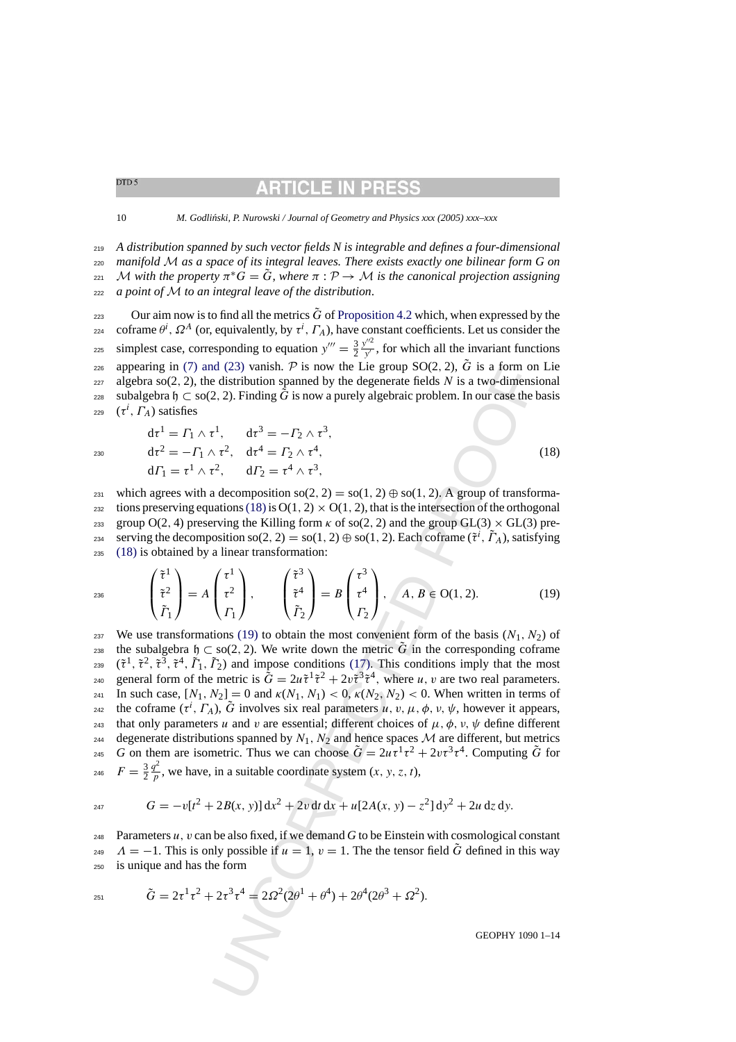*A distribution spanned by such vector fields $N$ is integrable and defines a four-dimensional manifold $\mathcal{M}$ as a space of its integral leaves. There exists exactly one bilinear form $G$ on $\mathcal{M}$ with the property $\pi^* G = \tilde{G}$, where $\pi : \mathcal{P} \to \mathcal{M}$ is the canonical projection assigning a point of $\mathcal{M}$ to an integral leave of the distribution.*

Our aim now is to find all the metrics $\tilde{G}$ of Proposition 4.2 which, when expressed by the coframe $\theta^i$, $\Omega^A$ (or, equivalently, by $\tau^i$, $\Gamma_A$), have constant coefficients. Let us consider the simplest case, corresponding to equation $y''' = \frac{3}{2}\frac{y''^2}{y'}$, for which all the invariant functions appearing in (7) and (23) vanish. $\mathcal{P}$ is now the Lie group SO(2, 2), $\tilde{G}$ is a form on Lie algebra so(2, 2), the distribution spanned by the degenerate fields $N$ is a two-dimensional subalgebra $\mathfrak{h} \subset$ so(2, 2). Finding $\tilde{G}$ is now a purely algebraic problem. In our case the basis $(\tau^i, \Gamma_A)$ satisfies

$$
\begin{aligned}
&\mathrm{d}\tau^1 = \Gamma_1 \wedge \tau^1, &&\mathrm{d}\tau^3 = -\Gamma_2 \wedge \tau^3,\\
&\mathrm{d}\tau^2 = -\Gamma_1 \wedge \tau^2, &&\mathrm{d}\tau^4 = \Gamma_2 \wedge \tau^4,\\
&\mathrm{d}\Gamma_1 = \tau^1 \wedge \tau^2, &&\mathrm{d}\Gamma_2 = \tau^4 \wedge \tau^3,
\end{aligned}
\tag{18}
$$

which agrees with a decomposition so(2, 2) = so(1, 2) ⊕ so(1, 2). A group of transformations preserving equations (18) is O(1, 2) × O(1, 2), that is the intersection of the orthogonal group O(2, 4) preserving the Killing form $\kappa$ of so(2, 2) and the group GL(3) × GL(3) preserving the decomposition so(2, 2) = so(1, 2) ⊕ so(1, 2). Each coframe $(\tilde{\tau}^i, \tilde{\Gamma}_A)$, satisfying (18) is obtained by a linear transformation:

$$
\begin{pmatrix} \tilde{\tau}^1 \\ \tilde{\tau}^2 \\ \tilde{\Gamma}_1 \end{pmatrix} = A \begin{pmatrix} \tau^1 \\ \tau^2 \\ \Gamma_1 \end{pmatrix}, \qquad \begin{pmatrix} \tilde{\tau}^3 \\ \tilde{\tau}^4 \\ \tilde{\Gamma}_2 \end{pmatrix} = B \begin{pmatrix} \tau^3 \\ \tau^4 \\ \Gamma_2 \end{pmatrix}, \quad A, B \in \mathrm{O}(1, 2). \tag{19}
$$

We use transformations (19) to obtain the most convenient form of the basis $(N_1, N_2)$ of the subalgebra $\mathfrak{h} \subset$ so(2, 2). We write down the metric $\tilde{G}$ in the corresponding coframe $(\tilde{\tau}^1, \tilde{\tau}^2, \tilde{\tau}^3, \tilde{\tau}^4, \tilde{\Gamma}_1, \tilde{\Gamma}_2)$ and impose conditions (17). This conditions imply that the most general form of the metric is $\tilde{G} = 2u\tilde{\tau}^1\tilde{\tau}^2 + 2v\tilde{\tau}^3\tilde{\tau}^4$, where $u, v$ are two real parameters. In such case, $[N_1, N_2] = 0$ and $\kappa(N_1, N_1) < 0$, $\kappa(N_2, N_2) < 0$. When written in terms of the coframe $(\tau^i, \Gamma_A)$, $\tilde{G}$ involves six real parameters $u, v, \mu, \phi, \nu, \psi$, however it appears, that only parameters $u$ and $v$ are essential; different choices of $\mu, \phi, \nu, \psi$ define different degenerate distributions spanned by $N_1, N_2$ and hence spaces $\mathcal{M}$ are different, but metrics $G$ on them are isometric. Thus we can choose $\tilde{G} = 2u\tau^1\tau^2 + 2v\tau^3\tau^4$. Computing $\tilde{G}$ for $F = \frac{3}{2}\frac{q^2}{p}$, we have, in a suitable coordinate system $(x, y, z, t)$,

$$
G = -v[t^2 + 2B(x, y)]\,\mathrm{d}x^2 + 2v\,\mathrm{d}t\,\mathrm{d}x + u[2A(x, y) - z^2]\,\mathrm{d}y^2 + 2u\,\mathrm{d}z\,\mathrm{d}y.
$$

Parameters $u, v$ can be also fixed, if we demand $G$ to be Einstein with cosmological constant $\Lambda = -1$. This is only possible if $u = 1$, $v = 1$. The tensor field $\tilde{G}$ defined in this way is unique and has the form

$$
\tilde{G} = 2\tau^1\tau^2 + 2\tau^3\tau^4 = 2\Omega^2(2\theta^1 + \theta^4) + 2\theta^4(2\theta^3 + \Omega^2).
$$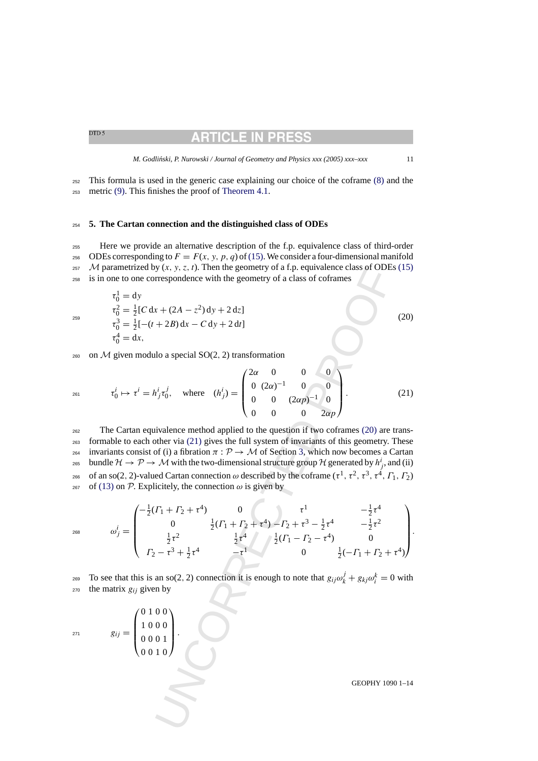This formula is used in the generic case explaining our choice of the coframe (8) and the metric (9). This finishes the proof of Theorem 4.1.

## 5. The Cartan connection and the distinguished class of ODEs

Here we provide an alternative description of the f.p. equivalence class of third-order ODEs corresponding to $F = F(x, y, p, q)$ of (15). We consider a four-dimensional manifold $\mathcal{M}$ parametrized by $(x, y, z, t)$. Then the geometry of a f.p. equivalence class of ODEs (15) is in one to one correspondence with the geometry of a class of coframes

$$
\begin{aligned}
\tau_0^1 &= \mathrm{d}y \\
\tau_0^2 &= \tfrac{1}{2}[C\,\mathrm{d}x + (2A - z^2)\,\mathrm{d}y + 2\,\mathrm{d}z] \\
\tau_0^3 &= \tfrac{1}{2}[-(t + 2B)\,\mathrm{d}x - C\,\mathrm{d}y + 2\,\mathrm{d}t] \\
\tau_0^4 &= \mathrm{d}x,
\end{aligned}
\tag{20}
$$

on $\mathcal{M}$ given modulo a special $\mathrm{SO}(2, 2)$ transformation

$$
\tau_0^i \mapsto \tau^i = h^i{}_j \tau_0^j, \quad \text{where} \quad (h^i{}_j) = \begin{pmatrix} 2\alpha & 0 & 0 & 0 \\ 0 & (2\alpha)^{-1} & 0 & 0 \\ 0 & 0 & (2\alpha p)^{-1} & 0 \\ 0 & 0 & 0 & 2\alpha p \end{pmatrix}.
\tag{21}
$$

The Cartan equivalence method applied to the question if two coframes (20) are transformable to each other via (21) gives the full system of invariants of this geometry. These invariants consist of (i) a fibration $\pi : \mathcal{P} \to \mathcal{M}$ of Section 3, which now becomes a Cartan bundle $\mathcal{H} \to \mathcal{P} \to \mathcal{M}$ with the two-dimensional structure group $\mathcal{H}$ generated by $h^i{}_j$, and (ii) of an $\mathrm{so}(2, 2)$-valued Cartan connection $\omega$ described by the coframe $(\tau^1, \tau^2, \tau^3, \tau^4, \Gamma_1, \Gamma_2)$ of (13) on $\mathcal{P}$. Explicitly, the connection $\omega$ is given by

$$
\omega^i{}_j = \begin{pmatrix} -\frac{1}{2}(\Gamma_1 + \Gamma_2 + \tau^4) & 0 & \tau^1 & -\frac{1}{2}\tau^4 \\ 0 & \frac{1}{2}(\Gamma_1 + \Gamma_2 + \tau^4) & -\Gamma_2 + \tau^3 - \frac{1}{2}\tau^4 & -\frac{1}{2}\tau^2 \\ \frac{1}{2}\tau^2 & \frac{1}{2}\tau^4 & \frac{1}{2}(\Gamma_1 - \Gamma_2 - \tau^4) & 0 \\ \Gamma_2 - \tau^3 + \frac{1}{2}\tau^4 & -\tau^1 & 0 & \frac{1}{2}(-\Gamma_1 + \Gamma_2 + \tau^4) \end{pmatrix}.
$$

To see that this is an $\mathrm{so}(2, 2)$ connection it is enough to note that $g_{ij}\omega^j{}_k + g_{kj}\omega^k{}_i = 0$ with the matrix $g_{ij}$ given by

$$
g_{ij} = \begin{pmatrix} 0 & 1 & 0 & 0 \\ 1 & 0 & 0 & 0 \\ 0 & 0 & 0 & 1 \\ 0 & 0 & 1 & 0 \end{pmatrix}.
$$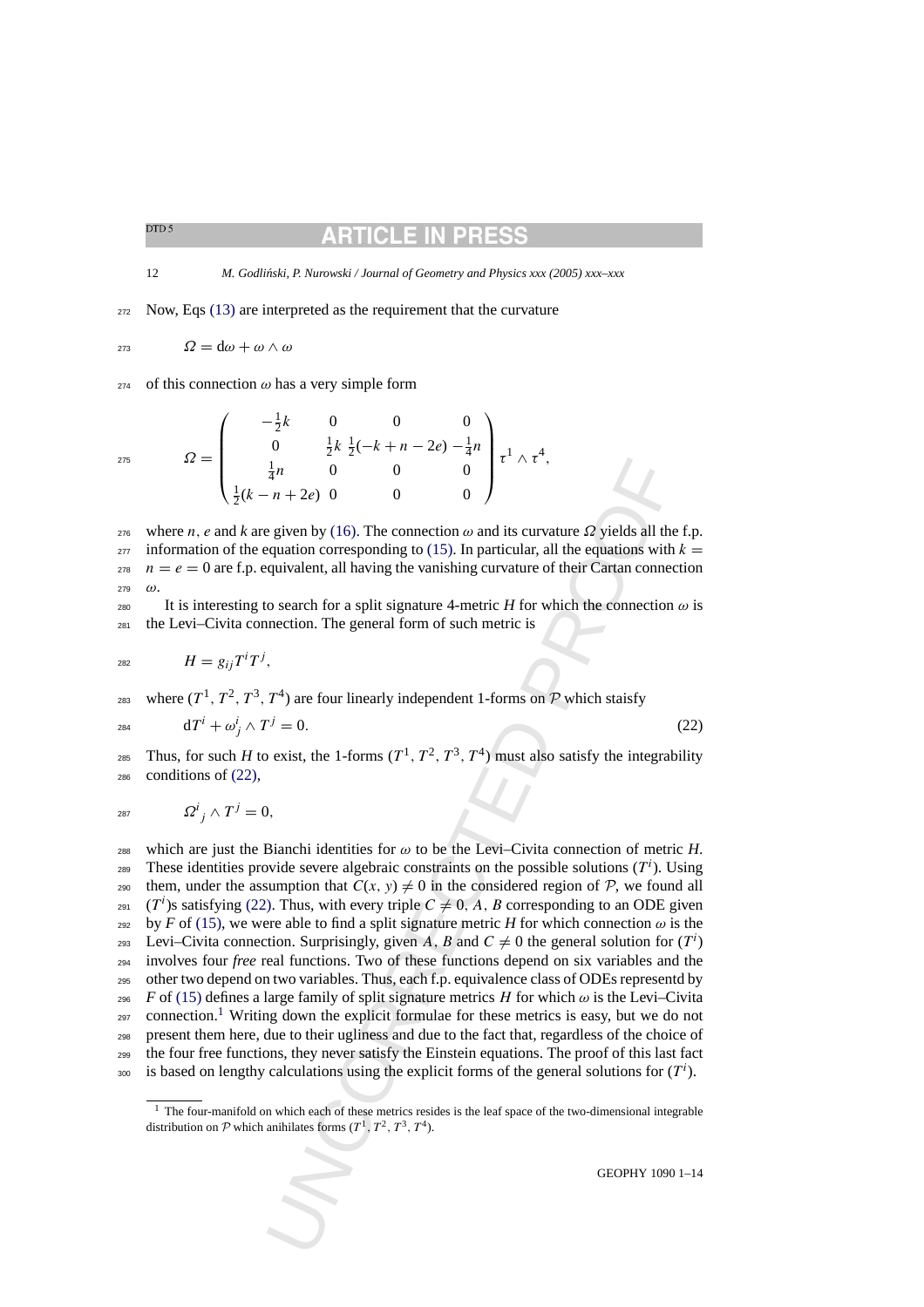Now, Eqs (13) are interpreted as the requirement that the curvature

$$\Omega = \mathrm{d}\omega + \omega \wedge \omega$$

of this connection $\omega$ has a very simple form

$$\Omega = \begin{pmatrix} -\frac{1}{2}k & 0 & 0 & 0 \\ 0 & \frac{1}{2}k & \frac{1}{2}(-k+n-2e) & -\frac{1}{4}n \\ \frac{1}{4}n & 0 & 0 & 0 \\ \frac{1}{2}(k-n+2e) & 0 & 0 & 0 \end{pmatrix} \tau^1 \wedge \tau^4,$$

where $n$, $e$ and $k$ are given by (16). The connection $\omega$ and its curvature $\Omega$ yields all the f.p. information of the equation corresponding to (15). In particular, all the equations with $k = n = e = 0$ are f.p. equivalent, all having the vanishing curvature of their Cartan connection $\omega$.

It is interesting to search for a split signature 4-metric $H$ for which the connection $\omega$ is the Levi–Civita connection. The general form of such metric is

$$H = g_{ij} T^i T^j,$$

where $(T^1, T^2, T^3, T^4)$ are four linearly independent 1-forms on $\mathcal{P}$ which staisfy

$$\mathrm{d}T^i + \omega^i_{\ j} \wedge T^j = 0. \tag{22}$$

Thus, for such $H$ to exist, the 1-forms $(T^1, T^2, T^3, T^4)$ must also satisfy the integrability conditions of (22),

$$\Omega^i_{\ j} \wedge T^j = 0,$$

which are just the Bianchi identities for $\omega$ to be the Levi–Civita connection of metric $H$. These identities provide severe algebraic constraints on the possible solutions $(T^i)$. Using them, under the assumption that $C(x, y) \neq 0$ in the considered region of $\mathcal{P}$, we found all $(T^i)$s satisfying (22). Thus, with every triple $C \neq 0$, $A$, $B$ corresponding to an ODE given by $F$ of (15), we were able to find a split signature metric $H$ for which connection $\omega$ is the Levi–Civita connection. Surprisingly, given $A$, $B$ and $C \neq 0$ the general solution for $(T^i)$ involves four *free* real functions. Two of these functions depend on six variables and the other two depend on two variables. Thus, each f.p. equivalence class of ODEs representd by $F$ of (15) defines a large family of split signature metrics $H$ for which $\omega$ is the Levi–Civita connection.[1] Writing down the explicit formulae for these metrics is easy, but we do not present them here, due to their ugliness and due to the fact that, regardless of the choice of the four free functions, they never satisfy the Einstein equations. The proof of this last fact is based on lengthy calculations using the explicit forms of the general solutions for $(T^i)$.

[1] The four-manifold on which each of these metrics resides is the leaf space of the two-dimensional integrable distribution on $\mathcal{P}$ which anihilates forms $(T^1, T^2, T^3, T^4)$.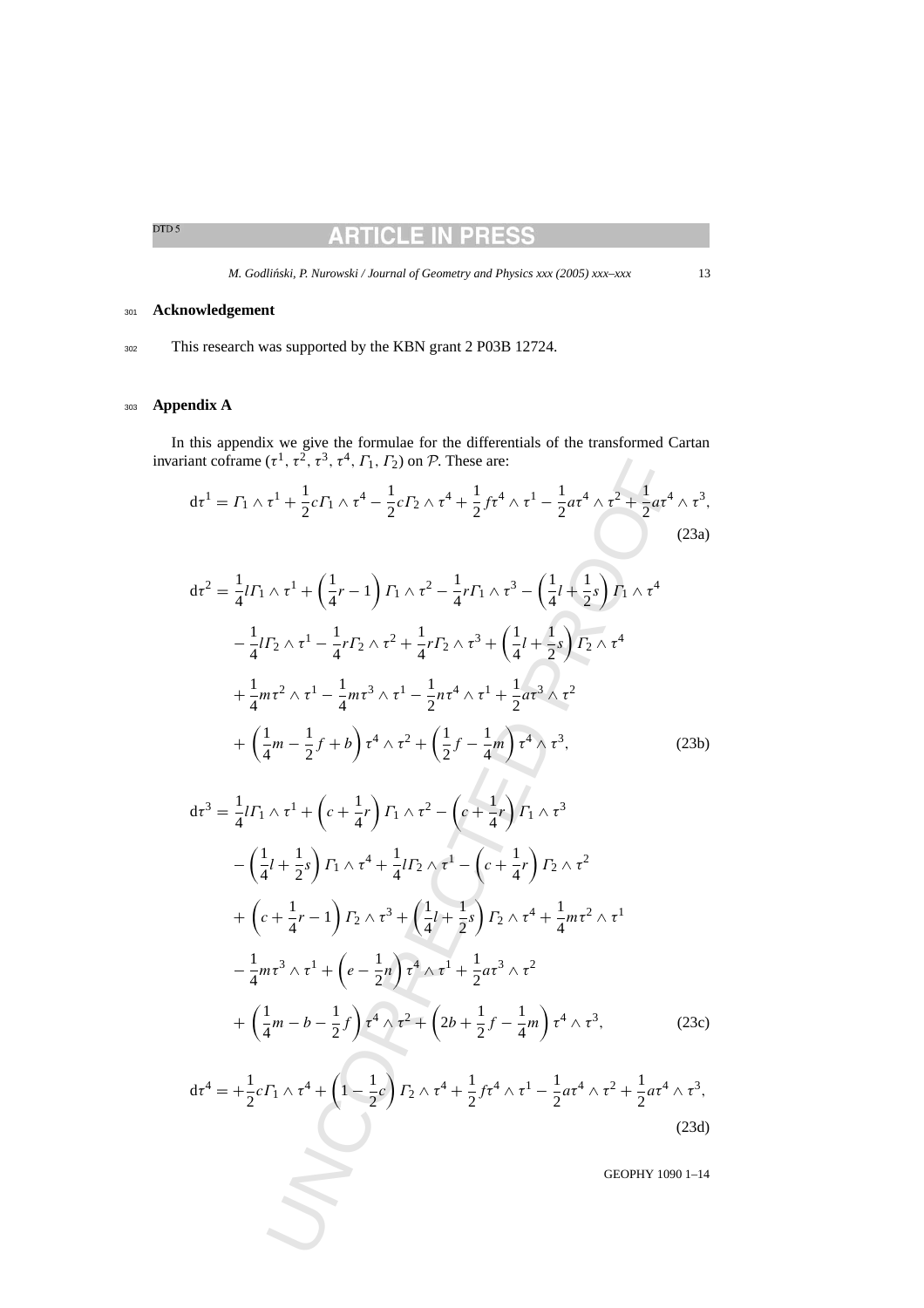## Acknowledgement

This research was supported by the KBN grant 2 P03B 12724.

## Appendix A

In this appendix we give the formulae for the differentials of the transformed Cartan invariant coframe $(\tau^1, \tau^2, \tau^3, \tau^4, \Gamma_1, \Gamma_2)$ on $\mathcal{P}$. These are:

$$\mathrm{d}\tau^1 = \Gamma_1 \wedge \tau^1 + \frac{1}{2}c\Gamma_1 \wedge \tau^4 - \frac{1}{2}c\Gamma_2 \wedge \tau^4 + \frac{1}{2}f\tau^4 \wedge \tau^1 - \frac{1}{2}a\tau^4 \wedge \tau^2 + \frac{1}{2}a\tau^4 \wedge \tau^3, \tag{23a}$$

$$\begin{aligned}
\mathrm{d}\tau^2 = {} & \frac{1}{4}l\Gamma_1 \wedge \tau^1 + \left(\frac{1}{4}r - 1\right)\Gamma_1 \wedge \tau^2 - \frac{1}{4}r\Gamma_1 \wedge \tau^3 - \left(\frac{1}{4}l + \frac{1}{2}s\right)\Gamma_1 \wedge \tau^4 \\
& - \frac{1}{4}l\Gamma_2 \wedge \tau^1 - \frac{1}{4}r\Gamma_2 \wedge \tau^2 + \frac{1}{4}r\Gamma_2 \wedge \tau^3 + \left(\frac{1}{4}l + \frac{1}{2}s\right)\Gamma_2 \wedge \tau^4 \\
& + \frac{1}{4}m\tau^2 \wedge \tau^1 - \frac{1}{4}m\tau^3 \wedge \tau^1 - \frac{1}{2}n\tau^4 \wedge \tau^1 + \frac{1}{2}a\tau^3 \wedge \tau^2 \\
& + \left(\frac{1}{4}m - \frac{1}{2}f + b\right)\tau^4 \wedge \tau^2 + \left(\frac{1}{2}f - \frac{1}{4}m\right)\tau^4 \wedge \tau^3,
\end{aligned} \tag{23b}$$

$$\begin{aligned}
\mathrm{d}\tau^3 = {} & \frac{1}{4}l\Gamma_1 \wedge \tau^1 + \left(c + \frac{1}{4}r\right)\Gamma_1 \wedge \tau^2 - \left(c + \frac{1}{4}r\right)\Gamma_1 \wedge \tau^3 \\
& - \left(\frac{1}{4}l + \frac{1}{2}s\right)\Gamma_1 \wedge \tau^4 + \frac{1}{4}l\Gamma_2 \wedge \tau^1 - \left(c + \frac{1}{4}r\right)\Gamma_2 \wedge \tau^2 \\
& + \left(c + \frac{1}{4}r - 1\right)\Gamma_2 \wedge \tau^3 + \left(\frac{1}{4}l + \frac{1}{2}s\right)\Gamma_2 \wedge \tau^4 + \frac{1}{4}m\tau^2 \wedge \tau^1 \\
& - \frac{1}{4}m\tau^3 \wedge \tau^1 + \left(e - \frac{1}{2}n\right)\tau^4 \wedge \tau^1 + \frac{1}{2}a\tau^3 \wedge \tau^2 \\
& + \left(\frac{1}{4}m - b - \frac{1}{2}f\right)\tau^4 \wedge \tau^2 + \left(2b + \frac{1}{2}f - \frac{1}{4}m\right)\tau^4 \wedge \tau^3,
\end{aligned} \tag{23c}$$

$$\mathrm{d}\tau^4 = +\frac{1}{2}c\Gamma_1 \wedge \tau^4 + \left(1 - \frac{1}{2}c\right)\Gamma_2 \wedge \tau^4 + \frac{1}{2}f\tau^4 \wedge \tau^1 - \frac{1}{2}a\tau^4 \wedge \tau^2 + \frac{1}{2}a\tau^4 \wedge \tau^3, \tag{23d}$$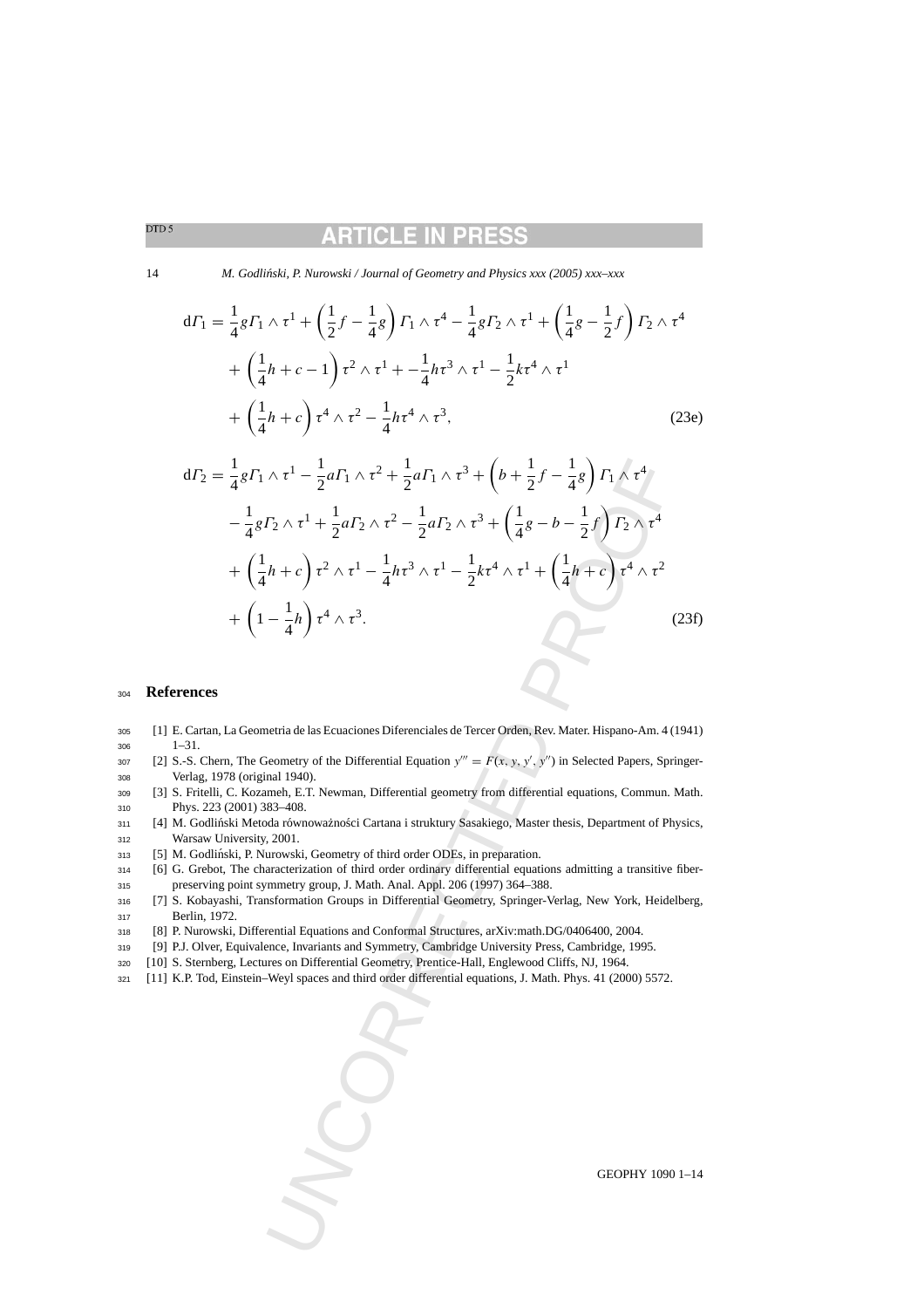$$
\begin{aligned}
\mathrm{d}\Gamma_1 = {} & \frac{1}{4} g \Gamma_1 \wedge \tau^1 + \left(\frac{1}{2} f - \frac{1}{4} g\right) \Gamma_1 \wedge \tau^4 - \frac{1}{4} g \Gamma_2 \wedge \tau^1 + \left(\frac{1}{4} g - \frac{1}{2} f\right) \Gamma_2 \wedge \tau^4 \\
& + \left(\frac{1}{4} h + c - 1\right) \tau^2 \wedge \tau^1 + - \frac{1}{4} h \tau^3 \wedge \tau^1 - \frac{1}{2} k \tau^4 \wedge \tau^1 \\
& + \left(\frac{1}{4} h + c\right) \tau^4 \wedge \tau^2 - \frac{1}{4} h \tau^4 \wedge \tau^3, \qquad (23e)
\end{aligned}
$$

$$
\begin{aligned}
\mathrm{d}\Gamma_2 = {} & \frac{1}{4} g \Gamma_1 \wedge \tau^1 - \frac{1}{2} a \Gamma_1 \wedge \tau^2 + \frac{1}{2} a \Gamma_1 \wedge \tau^3 + \left(b + \frac{1}{2} f - \frac{1}{4} g\right) \Gamma_1 \wedge \tau^4 \\
& - \frac{1}{4} g \Gamma_2 \wedge \tau^1 + \frac{1}{2} a \Gamma_2 \wedge \tau^2 - \frac{1}{2} a \Gamma_2 \wedge \tau^3 + \left(\frac{1}{4} g - b - \frac{1}{2} f\right) \Gamma_2 \wedge \tau^4 \\
& + \left(\frac{1}{4} h + c\right) \tau^2 \wedge \tau^1 - \frac{1}{4} h \tau^3 \wedge \tau^1 - \frac{1}{2} k \tau^4 \wedge \tau^1 + \left(\frac{1}{4} h + c\right) \tau^4 \wedge \tau^2 \\
& + \left(1 - \frac{1}{4} h\right) \tau^4 \wedge \tau^3. \qquad (23f)
\end{aligned}
$$

## References

[1] E. Cartan, La Geometria de las Ecuaciones Diferenciales de Tercer Orden, Rev. Mater. Hispano-Am. 4 (1941) 1–31.

[2] S.-S. Chern, The Geometry of the Differential Equation $y''' = F(x, y, y', y'')$ in Selected Papers, Springer-Verlag, 1978 (original 1940).

[3] S. Fritelli, C. Kozameh, E.T. Newman, Differential geometry from differential equations, Commun. Math. Phys. 223 (2001) 383–408.

[4] M. Godliński Metoda równoważności Cartana i struktury Sasakiego, Master thesis, Department of Physics, Warsaw University, 2001.

[5] M. Godliński, P. Nurowski, Geometry of third order ODEs, in preparation.

[6] G. Grebot, The characterization of third order ordinary differential equations admitting a transitive fiber-preserving point symmetry group, J. Math. Anal. Appl. 206 (1997) 364–388.

[7] S. Kobayashi, Transformation Groups in Differential Geometry, Springer-Verlag, New York, Heidelberg, Berlin, 1972.

[8] P. Nurowski, Differential Equations and Conformal Structures, arXiv:math.DG/0406400, 2004.

[9] P.J. Olver, Equivalence, Invariants and Symmetry, Cambridge University Press, Cambridge, 1995.

[10] S. Sternberg, Lectures on Differential Geometry, Prentice-Hall, Englewood Cliffs, NJ, 1964.

[11] K.P. Tod, Einstein–Weyl spaces and third order differential equations, J. Math. Phys. 41 (2000) 5572.